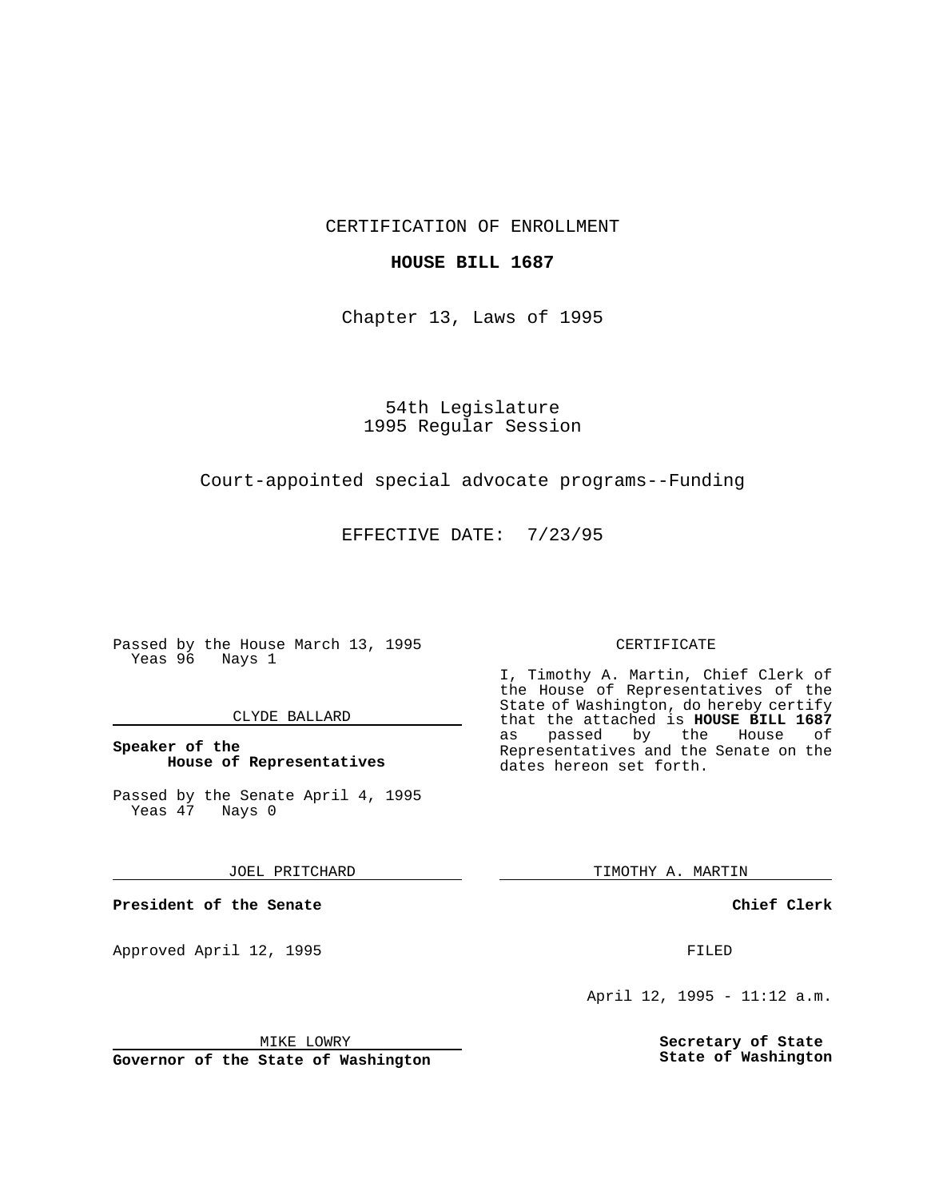CERTIFICATION OF ENROLLMENT

**HOUSE BILL 1687**

Chapter 13, Laws of 1995

54th Legislature
1995 Regular Session

Court-appointed special advocate programs--Funding

EFFECTIVE DATE: 7/23/95

Passed by the House March 13, 1995
Yeas 96 Nays 1

CLYDE BALLARD

**Speaker of the House of Representatives**

Passed by the Senate April 4, 1995
Yeas 47 Nays 0

JOEL PRITCHARD

**President of the Senate**

Approved April 12, 1995

MIKE LOWRY

**Governor of the State of Washington**

CERTIFICATE

I, Timothy A. Martin, Chief Clerk of the House of Representatives of the State of Washington, do hereby certify that the attached is **HOUSE BILL 1687** as passed by the House of Representatives and the Senate on the dates hereon set forth.

TIMOTHY A. MARTIN

**Chief Clerk**

FILED

April 12, 1995 - 11:12 a.m.

**Secretary of State**
**State of Washington**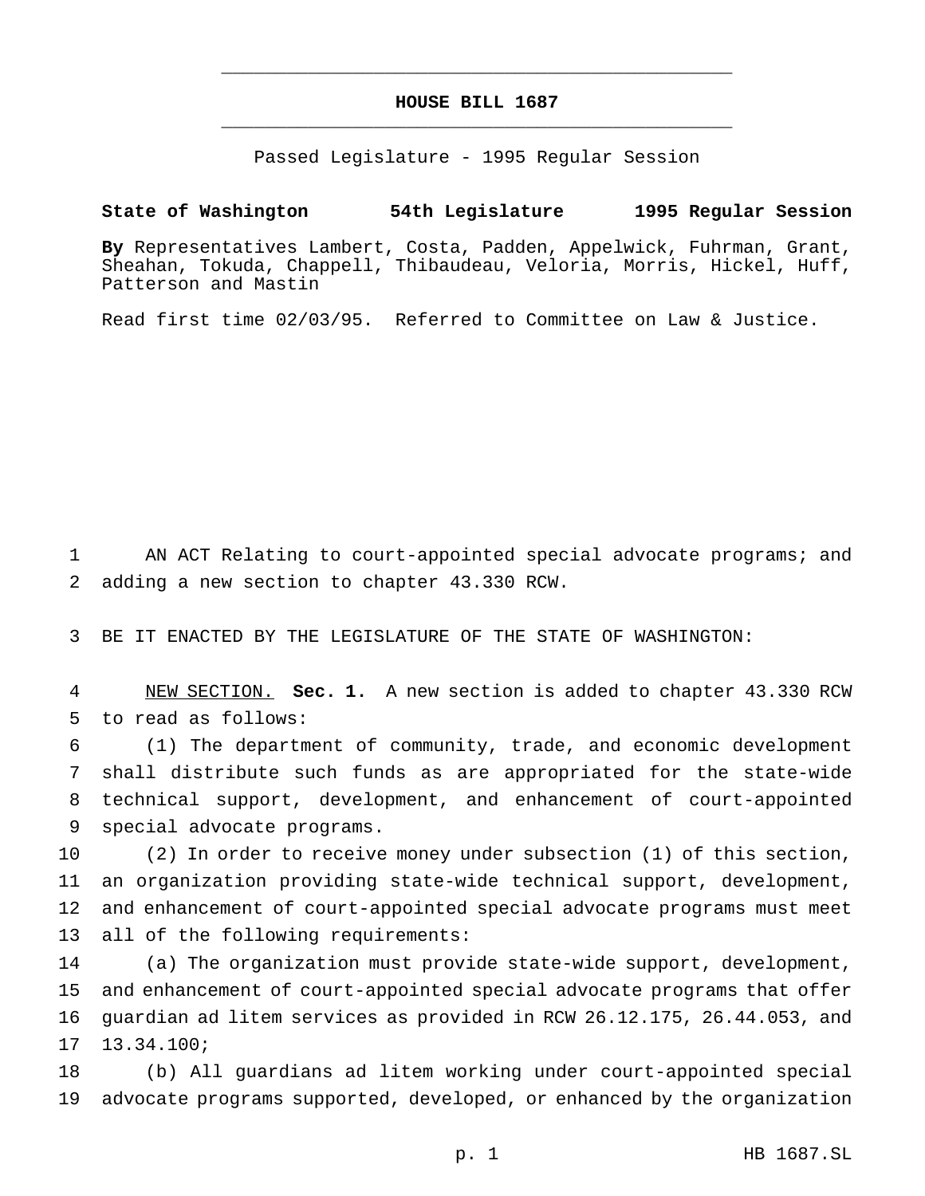## HOUSE BILL 1687

Passed Legislature - 1995 Regular Session

**State of Washington 54th Legislature 1995 Regular Session**

**By** Representatives Lambert, Costa, Padden, Appelwick, Fuhrman, Grant, Sheahan, Tokuda, Chappell, Thibaudeau, Veloria, Morris, Hickel, Huff, Patterson and Mastin

Read first time 02/03/95. Referred to Committee on Law & Justice.

AN ACT Relating to court-appointed special advocate programs; and adding a new section to chapter 43.330 RCW.

BE IT ENACTED BY THE LEGISLATURE OF THE STATE OF WASHINGTON:

NEW SECTION. **Sec. 1.** A new section is added to chapter 43.330 RCW to read as follows:

(1) The department of community, trade, and economic development shall distribute such funds as are appropriated for the state-wide technical support, development, and enhancement of court-appointed special advocate programs.

(2) In order to receive money under subsection (1) of this section, an organization providing state-wide technical support, development, and enhancement of court-appointed special advocate programs must meet all of the following requirements:

(a) The organization must provide state-wide support, development, and enhancement of court-appointed special advocate programs that offer guardian ad litem services as provided in RCW 26.12.175, 26.44.053, and 13.34.100;

(b) All guardians ad litem working under court-appointed special advocate programs supported, developed, or enhanced by the organization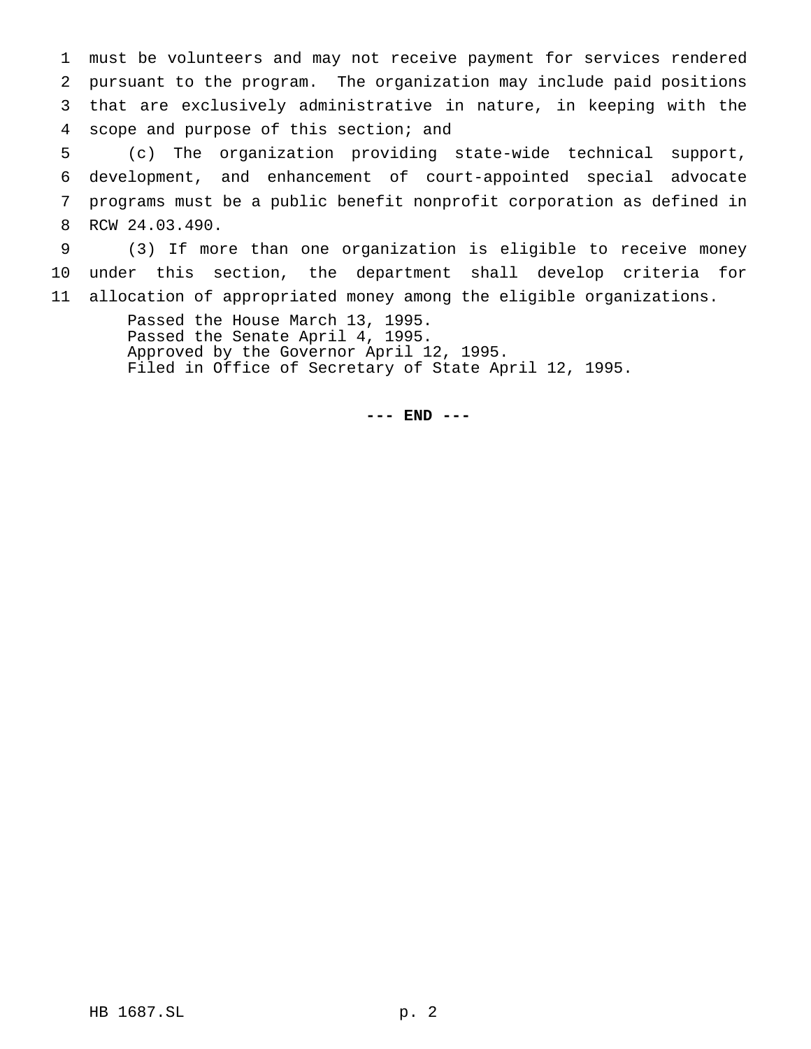must be volunteers and may not receive payment for services rendered pursuant to the program. The organization may include paid positions that are exclusively administrative in nature, in keeping with the scope and purpose of this section; and

(c) The organization providing state-wide technical support, development, and enhancement of court-appointed special advocate programs must be a public benefit nonprofit corporation as defined in RCW 24.03.490.

(3) If more than one organization is eligible to receive money under this section, the department shall develop criteria for allocation of appropriated money among the eligible organizations.

Passed the House March 13, 1995.
Passed the Senate April 4, 1995.
Approved by the Governor April 12, 1995.
Filed in Office of Secretary of State April 12, 1995.

**--- END ---**